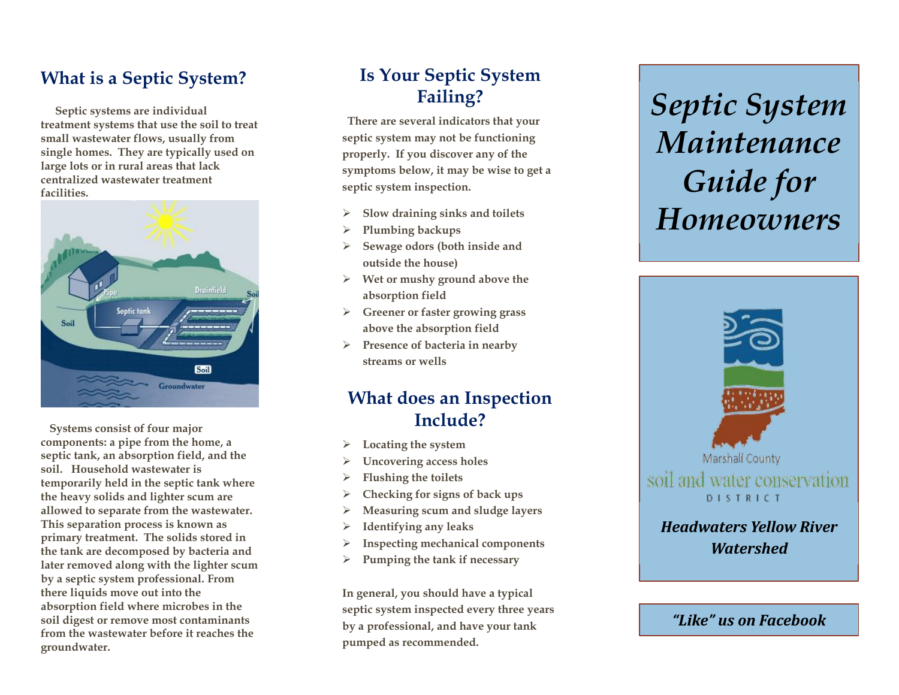## What is a Septic System?

Septic systems are individual treatment systems that use the soil to treat small wastewater flows, usually from single homes. They are typically used on large lots or in rural areas that lack centralized wastewater treatment facilities.

Systems consist of four major components: a pipe from the home, a septic tank, an absorption field, and the soil. Household wastewater is temporarily held in the septic tank where the heavy solids and lighter scum are allowed to separate from the wastewater. This separation process is known as primary treatment. The solids stored in the tank are decomposed by bacteria and later removed along with the lighter scum by a septic system professional. From there liquids move out into the absorption field where microbes in the soil digest or remove most contaminants from the wastewater before it reaches the groundwater.

## Is Your Septic System Failing?

There are several indicators that your septic system may not be functioning properly. If you discover any of the symptoms below, it may be wise to get a septic system inspection.

- Slow draining sinks and toilets
- Plumbing backups
- Sewage odors (both inside and outside the house)
- Wet or mushy ground above the absorption field
- Greener or faster growing grass above the absorption field
- Presence of bacteria in nearby streams or wells

## What does an Inspection Include?

- Locating the system
- Uncovering access holes
- Flushing the toilets
- Checking for signs of back ups
- Measuring scum and sludge layers
- Identifying any leaks
- Inspecting mechanical components
- Pumping the tank if necessary

In general, you should have a typical septic system inspected every three years by a professional, and have your tank pumped as recommended.

# *Septic System Maintenance Guide for Homeowners*

Marshall County soil and water conservation DISTRICT

***Headwaters Yellow River Watershed***

***"Like" us on Facebook***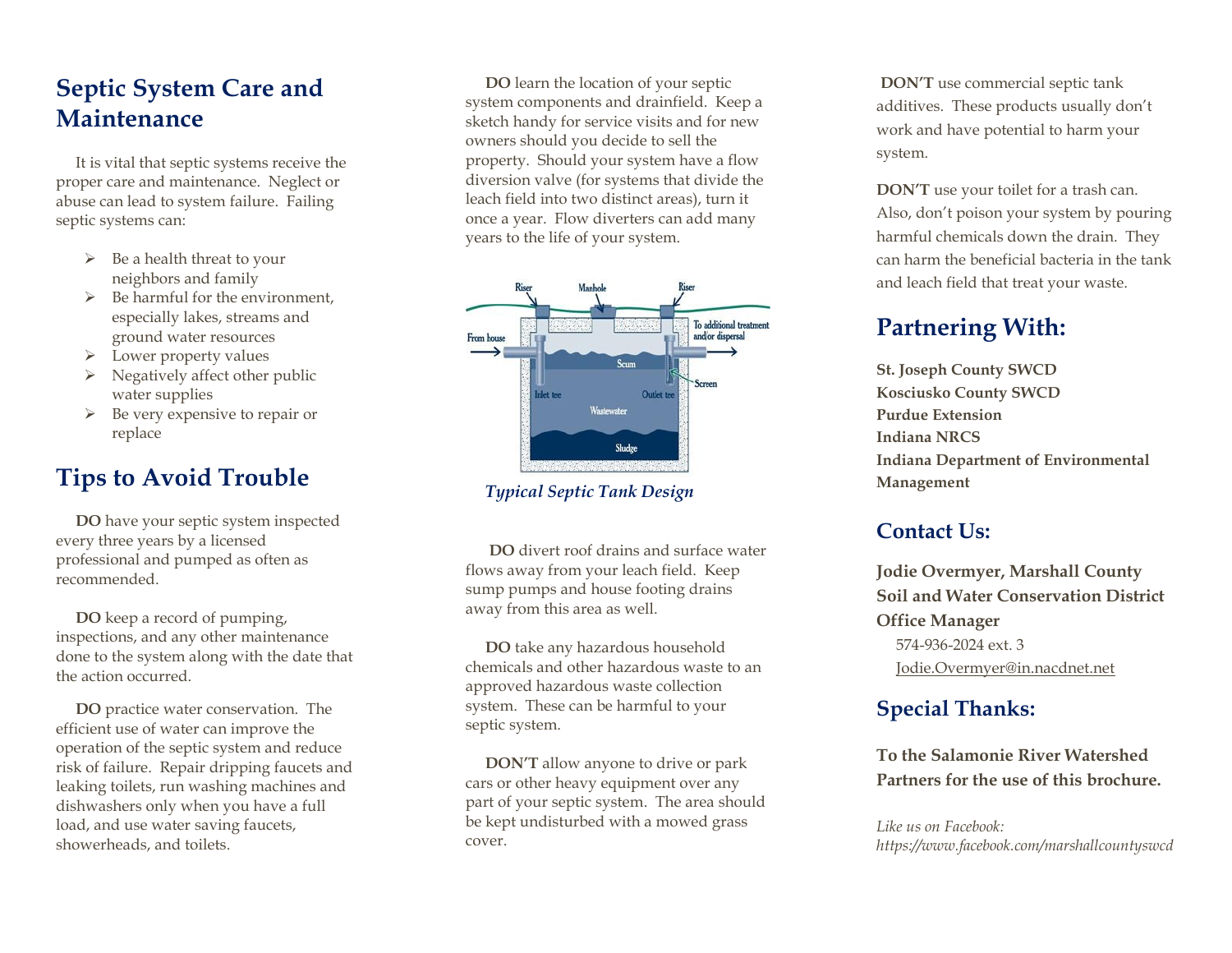# Septic System Care and Maintenance

It is vital that septic systems receive the proper care and maintenance. Neglect or abuse can lead to system failure. Failing septic systems can:

- Be a health threat to your neighbors and family
- Be harmful for the environment, especially lakes, streams and ground water resources
- Lower property values
- Negatively affect other public water supplies
- Be very expensive to repair or replace

## Tips to Avoid Trouble

**DO** have your septic system inspected every three years by a licensed professional and pumped as often as recommended.

**DO** keep a record of pumping, inspections, and any other maintenance done to the system along with the date that the action occurred.

**DO** practice water conservation. The efficient use of water can improve the operation of the septic system and reduce risk of failure. Repair dripping faucets and leaking toilets, run washing machines and dishwashers only when you have a full load, and use water saving faucets, showerheads, and toilets.

**DO** learn the location of your septic system components and drainfield. Keep a sketch handy for service visits and for new owners should you decide to sell the property. Should your system have a flow diversion valve (for systems that divide the leach field into two distinct areas), turn it once a year. Flow diverters can add many years to the life of your system.

Riser
Manhole
Riser
From house
To additional treatment and/or dispersal
Scum
Screen
Inlet tee
Outlet tee
Wastewater
Sludge

*Typical Septic Tank Design*

**DO** divert roof drains and surface water flows away from your leach field. Keep sump pumps and house footing drains away from this area as well.

**DO** take any hazardous household chemicals and other hazardous waste to an approved hazardous waste collection system. These can be harmful to your septic system.

**DON'T** allow anyone to drive or park cars or other heavy equipment over any part of your septic system. The area should be kept undisturbed with a mowed grass cover.

**DON'T** use commercial septic tank additives. These products usually don't work and have potential to harm your system.

**DON'T** use your toilet for a trash can. Also, don't poison your system by pouring harmful chemicals down the drain. They can harm the beneficial bacteria in the tank and leach field that treat your waste.

## Partnering With:

**St. Joseph County SWCD**
**Kosciusko County SWCD**
**Purdue Extension**
**Indiana NRCS**
**Indiana Department of Environmental Management**

## Contact Us:

**Jodie Overmyer, Marshall County Soil and Water Conservation District Office Manager**
574-936-2024 ext. 3
Jodie.Overmyer@in.nacdnet.net

## Special Thanks:

**To the Salamonie River Watershed Partners for the use of this brochure.**

*Like us on Facebook:*
*https://www.facebook.com/marshallcountyswcd*